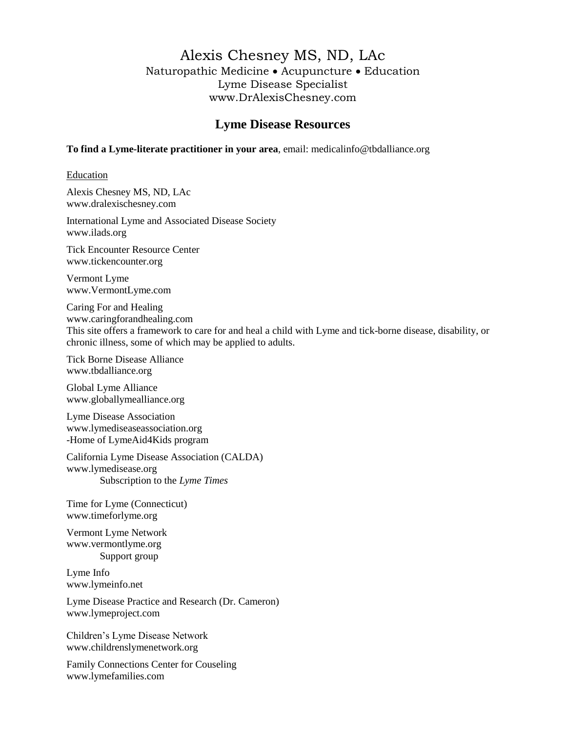# Alexis Chesney MS, ND, LAc

Naturopathic Medicine • Acupuncture • Education
Lyme Disease Specialist
www.DrAlexisChesney.com

## Lyme Disease Resources

**To find a Lyme-literate practitioner in your area**, email: medicalinfo@tbdalliance.org

Education

Alexis Chesney MS, ND, LAc
www.dralexischesney.com

International Lyme and Associated Disease Society
www.ilads.org

Tick Encounter Resource Center
www.tickencounter.org

Vermont Lyme
www.VermontLyme.com

Caring For and Healing
www.caringforandhealing.com
This site offers a framework to care for and heal a child with Lyme and tick-borne disease, disability, or chronic illness, some of which may be applied to adults.

Tick Borne Disease Alliance
www.tbdalliance.org

Global Lyme Alliance
www.globallymealliance.org

Lyme Disease Association
www.lymediseaseassociation.org
-Home of LymeAid4Kids program

California Lyme Disease Association (CALDA)
www.lymedisease.org
Subscription to the *Lyme Times*

Time for Lyme (Connecticut)
www.timeforlyme.org

Vermont Lyme Network
www.vermontlyme.org
Support group

Lyme Info
www.lymeinfo.net

Lyme Disease Practice and Research (Dr. Cameron)
www.lymeproject.com

Children's Lyme Disease Network
www.childrenslymenetwork.org

Family Connections Center for Couseling
www.lymefamilies.com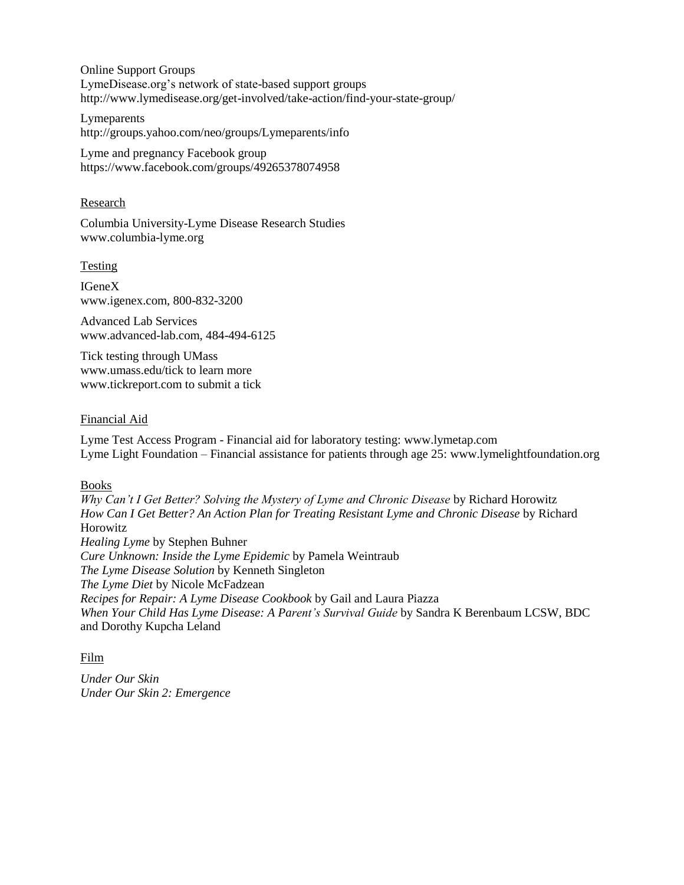Online Support Groups
LymeDisease.org's network of state-based support groups
http://www.lymedisease.org/get-involved/take-action/find-your-state-group/

Lymeparents
http://groups.yahoo.com/neo/groups/Lymeparents/info

Lyme and pregnancy Facebook group
https://www.facebook.com/groups/49265378074958

## Research

Columbia University-Lyme Disease Research Studies
www.columbia-lyme.org

## Testing

IGeneX
www.igenex.com, 800-832-3200

Advanced Lab Services
www.advanced-lab.com, 484-494-6125

Tick testing through UMass
www.umass.edu/tick to learn more
www.tickreport.com to submit a tick

## Financial Aid

Lyme Test Access Program - Financial aid for laboratory testing: www.lymetap.com
Lyme Light Foundation – Financial assistance for patients through age 25: www.lymelightfoundation.org

## Books

*Why Can't I Get Better? Solving the Mystery of Lyme and Chronic Disease* by Richard Horowitz
*How Can I Get Better? An Action Plan for Treating Resistant Lyme and Chronic Disease* by Richard Horowitz
*Healing Lyme* by Stephen Buhner
*Cure Unknown: Inside the Lyme Epidemic* by Pamela Weintraub
*The Lyme Disease Solution* by Kenneth Singleton
*The Lyme Diet* by Nicole McFadzean
*Recipes for Repair: A Lyme Disease Cookbook* by Gail and Laura Piazza
*When Your Child Has Lyme Disease: A Parent's Survival Guide* by Sandra K Berenbaum LCSW, BDC and Dorothy Kupcha Leland

## Film

*Under Our Skin*
*Under Our Skin 2: Emergence*